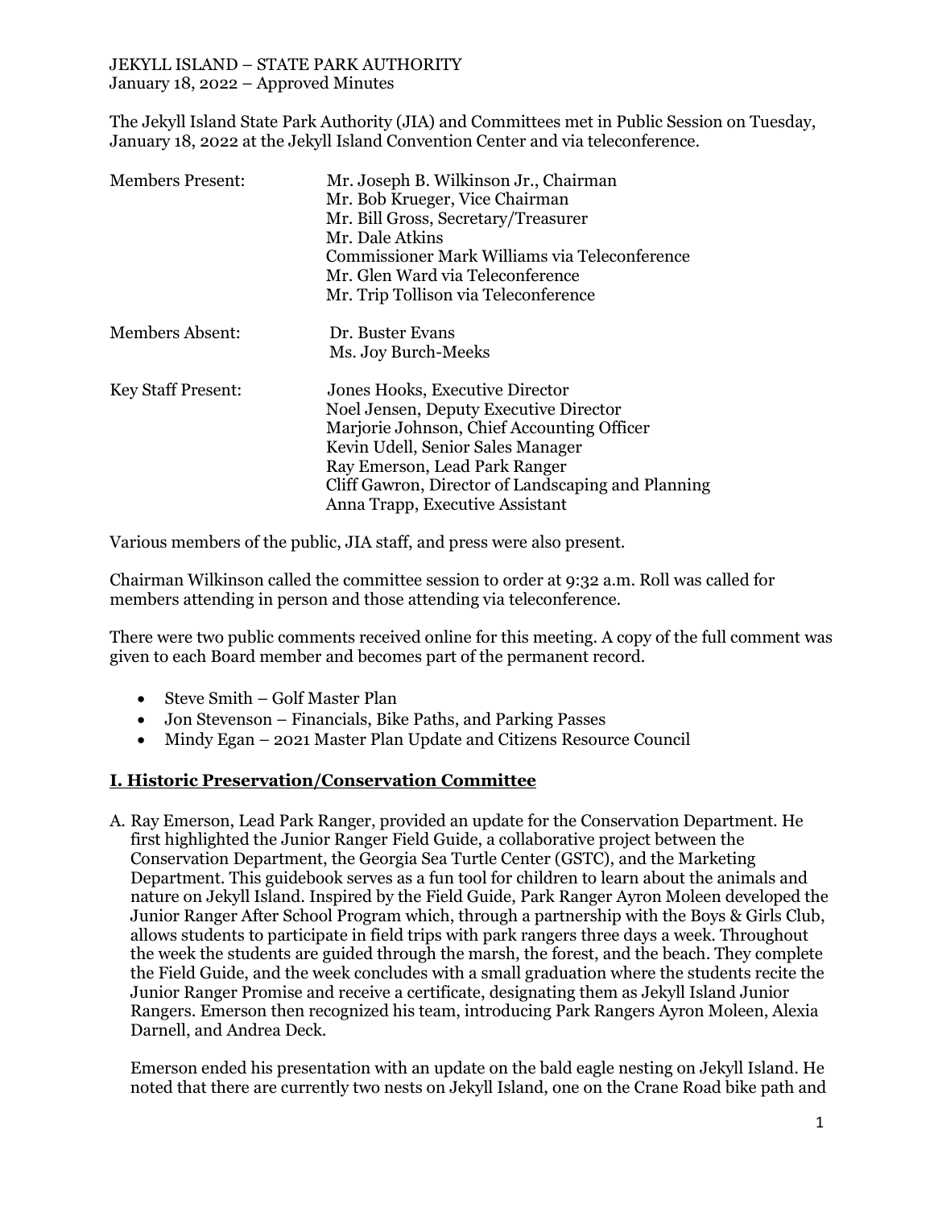JEKYLL ISLAND – STATE PARK AUTHORITY
January 18, 2022 – Approved Minutes

The Jekyll Island State Park Authority (JIA) and Committees met in Public Session on Tuesday, January 18, 2022 at the Jekyll Island Convention Center and via teleconference.

| | |
|---|---|
| Members Present: | Mr. Joseph B. Wilkinson Jr., Chairman<br>Mr. Bob Krueger, Vice Chairman<br>Mr. Bill Gross, Secretary/Treasurer<br>Mr. Dale Atkins<br>Commissioner Mark Williams via Teleconference<br>Mr. Glen Ward via Teleconference<br>Mr. Trip Tollison via Teleconference |
| Members Absent: | Dr. Buster Evans<br>Ms. Joy Burch-Meeks |
| Key Staff Present: | Jones Hooks, Executive Director<br>Noel Jensen, Deputy Executive Director<br>Marjorie Johnson, Chief Accounting Officer<br>Kevin Udell, Senior Sales Manager<br>Ray Emerson, Lead Park Ranger<br>Cliff Gawron, Director of Landscaping and Planning<br>Anna Trapp, Executive Assistant |

Various members of the public, JIA staff, and press were also present.

Chairman Wilkinson called the committee session to order at 9:32 a.m. Roll was called for members attending in person and those attending via teleconference.

There were two public comments received online for this meeting. A copy of the full comment was given to each Board member and becomes part of the permanent record.

- Steve Smith – Golf Master Plan
- Jon Stevenson – Financials, Bike Paths, and Parking Passes
- Mindy Egan – 2021 Master Plan Update and Citizens Resource Council

## I. Historic Preservation/Conservation Committee

A. Ray Emerson, Lead Park Ranger, provided an update for the Conservation Department. He first highlighted the Junior Ranger Field Guide, a collaborative project between the Conservation Department, the Georgia Sea Turtle Center (GSTC), and the Marketing Department. This guidebook serves as a fun tool for children to learn about the animals and nature on Jekyll Island. Inspired by the Field Guide, Park Ranger Ayron Moleen developed the Junior Ranger After School Program which, through a partnership with the Boys & Girls Club, allows students to participate in field trips with park rangers three days a week. Throughout the week the students are guided through the marsh, the forest, and the beach. They complete the Field Guide, and the week concludes with a small graduation where the students recite the Junior Ranger Promise and receive a certificate, designating them as Jekyll Island Junior Rangers. Emerson then recognized his team, introducing Park Rangers Ayron Moleen, Alexia Darnell, and Andrea Deck.

Emerson ended his presentation with an update on the bald eagle nesting on Jekyll Island. He noted that there are currently two nests on Jekyll Island, one on the Crane Road bike path and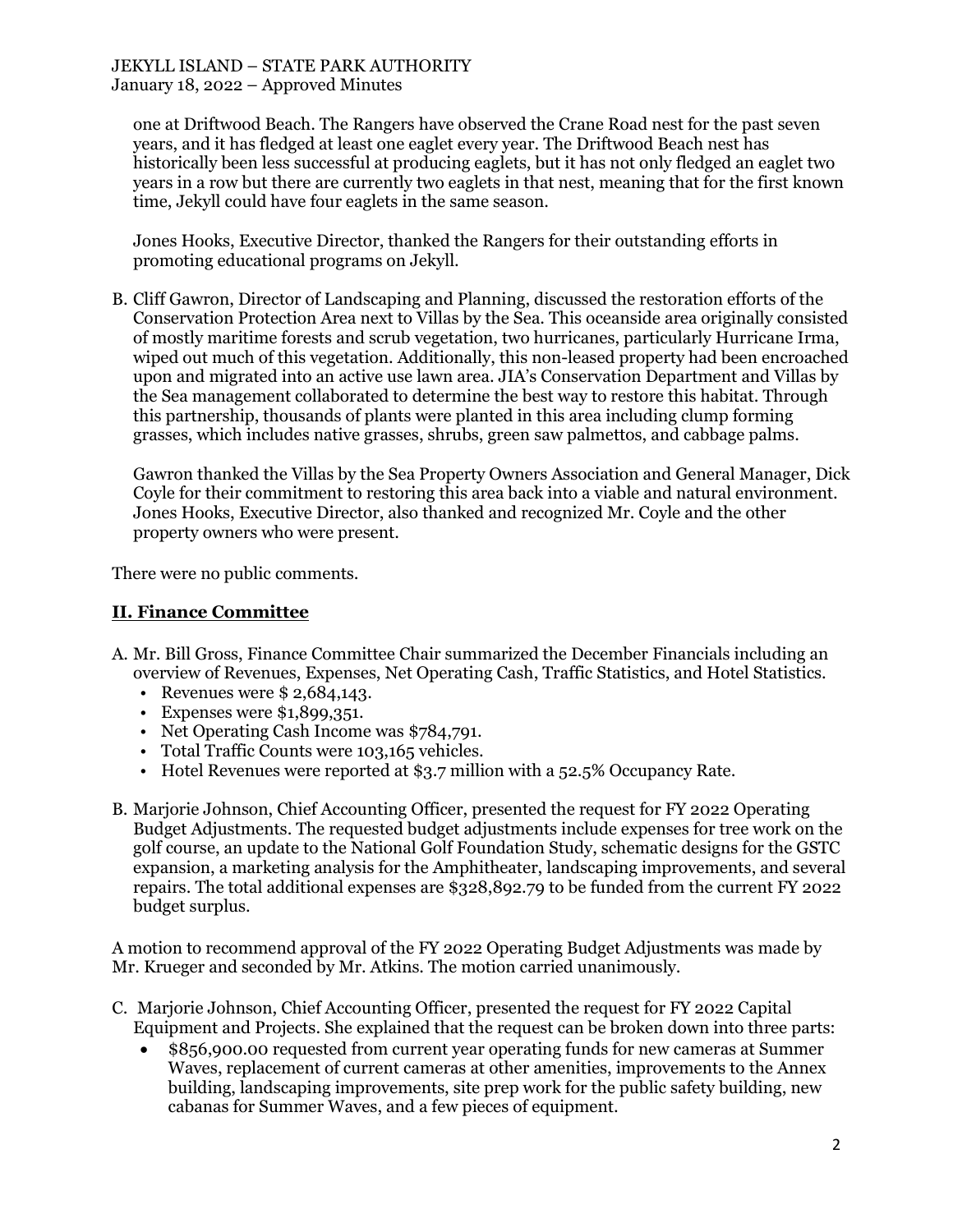one at Driftwood Beach. The Rangers have observed the Crane Road nest for the past seven years, and it has fledged at least one eaglet every year. The Driftwood Beach nest has historically been less successful at producing eaglets, but it has not only fledged an eaglet two years in a row but there are currently two eaglets in that nest, meaning that for the first known time, Jekyll could have four eaglets in the same season.

Jones Hooks, Executive Director, thanked the Rangers for their outstanding efforts in promoting educational programs on Jekyll.

B. Cliff Gawron, Director of Landscaping and Planning, discussed the restoration efforts of the Conservation Protection Area next to Villas by the Sea. This oceanside area originally consisted of mostly maritime forests and scrub vegetation, two hurricanes, particularly Hurricane Irma, wiped out much of this vegetation. Additionally, this non-leased property had been encroached upon and migrated into an active use lawn area. JIA's Conservation Department and Villas by the Sea management collaborated to determine the best way to restore this habitat. Through this partnership, thousands of plants were planted in this area including clump forming grasses, which includes native grasses, shrubs, green saw palmettos, and cabbage palms.

Gawron thanked the Villas by the Sea Property Owners Association and General Manager, Dick Coyle for their commitment to restoring this area back into a viable and natural environment. Jones Hooks, Executive Director, also thanked and recognized Mr. Coyle and the other property owners who were present.

There were no public comments.

## II. Finance Committee

A. Mr. Bill Gross, Finance Committee Chair summarized the December Financials including an overview of Revenues, Expenses, Net Operating Cash, Traffic Statistics, and Hotel Statistics.
- Revenues were $ 2,684,143.
- Expenses were $1,899,351.
- Net Operating Cash Income was $784,791.
- Total Traffic Counts were 103,165 vehicles.
- Hotel Revenues were reported at $3.7 million with a 52.5% Occupancy Rate.

B. Marjorie Johnson, Chief Accounting Officer, presented the request for FY 2022 Operating Budget Adjustments. The requested budget adjustments include expenses for tree work on the golf course, an update to the National Golf Foundation Study, schematic designs for the GSTC expansion, a marketing analysis for the Amphitheater, landscaping improvements, and several repairs. The total additional expenses are $328,892.79 to be funded from the current FY 2022 budget surplus.

A motion to recommend approval of the FY 2022 Operating Budget Adjustments was made by Mr. Krueger and seconded by Mr. Atkins. The motion carried unanimously.

C. Marjorie Johnson, Chief Accounting Officer, presented the request for FY 2022 Capital Equipment and Projects. She explained that the request can be broken down into three parts:
- $856,900.00 requested from current year operating funds for new cameras at Summer Waves, replacement of current cameras at other amenities, improvements to the Annex building, landscaping improvements, site prep work for the public safety building, new cabanas for Summer Waves, and a few pieces of equipment.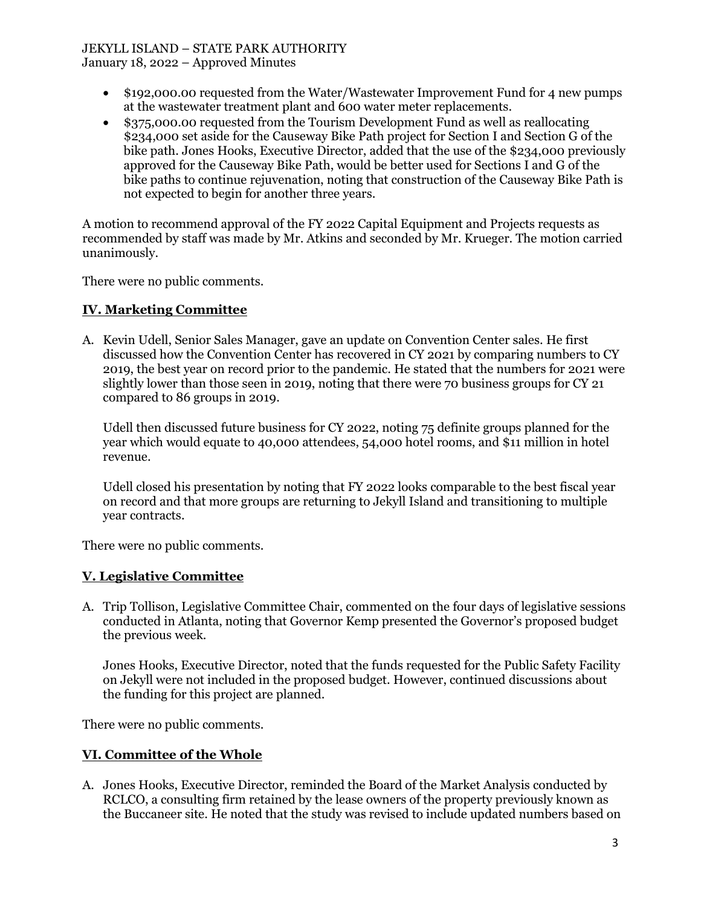- $192,000.00 requested from the Water/Wastewater Improvement Fund for 4 new pumps at the wastewater treatment plant and 600 water meter replacements.
- $375,000.00 requested from the Tourism Development Fund as well as reallocating $234,000 set aside for the Causeway Bike Path project for Section I and Section G of the bike path. Jones Hooks, Executive Director, added that the use of the $234,000 previously approved for the Causeway Bike Path, would be better used for Sections I and G of the bike paths to continue rejuvenation, noting that construction of the Causeway Bike Path is not expected to begin for another three years.

A motion to recommend approval of the FY 2022 Capital Equipment and Projects requests as recommended by staff was made by Mr. Atkins and seconded by Mr. Krueger. The motion carried unanimously.

There were no public comments.

## **IV. Marketing Committee**

A. Kevin Udell, Senior Sales Manager, gave an update on Convention Center sales. He first discussed how the Convention Center has recovered in CY 2021 by comparing numbers to CY 2019, the best year on record prior to the pandemic. He stated that the numbers for 2021 were slightly lower than those seen in 2019, noting that there were 70 business groups for CY 21 compared to 86 groups in 2019.

   Udell then discussed future business for CY 2022, noting 75 definite groups planned for the year which would equate to 40,000 attendees, 54,000 hotel rooms, and $11 million in hotel revenue.

   Udell closed his presentation by noting that FY 2022 looks comparable to the best fiscal year on record and that more groups are returning to Jekyll Island and transitioning to multiple year contracts.

There were no public comments.

## **V. Legislative Committee**

A. Trip Tollison, Legislative Committee Chair, commented on the four days of legislative sessions conducted in Atlanta, noting that Governor Kemp presented the Governor's proposed budget the previous week.

   Jones Hooks, Executive Director, noted that the funds requested for the Public Safety Facility on Jekyll were not included in the proposed budget. However, continued discussions about the funding for this project are planned.

There were no public comments.

## **VI. Committee of the Whole**

A. Jones Hooks, Executive Director, reminded the Board of the Market Analysis conducted by RCLCO, a consulting firm retained by the lease owners of the property previously known as the Buccaneer site. He noted that the study was revised to include updated numbers based on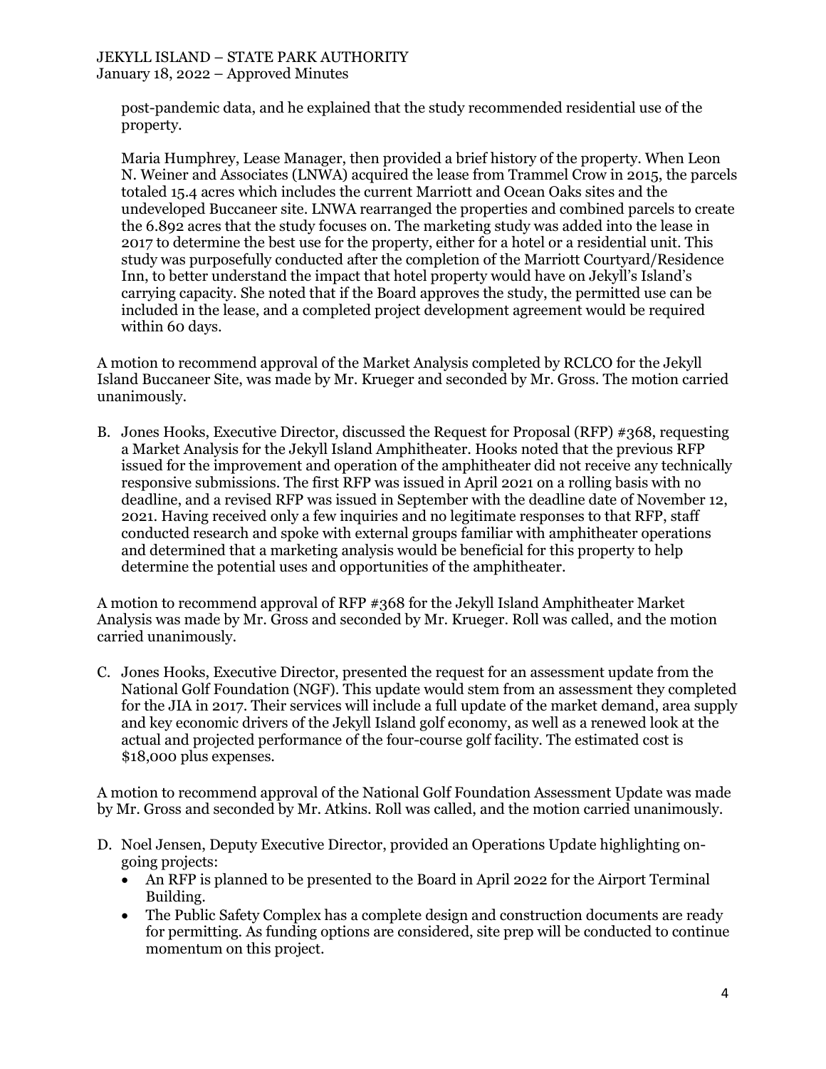post-pandemic data, and he explained that the study recommended residential use of the property.

Maria Humphrey, Lease Manager, then provided a brief history of the property. When Leon N. Weiner and Associates (LNWA) acquired the lease from Trammel Crow in 2015, the parcels totaled 15.4 acres which includes the current Marriott and Ocean Oaks sites and the undeveloped Buccaneer site. LNWA rearranged the properties and combined parcels to create the 6.892 acres that the study focuses on. The marketing study was added into the lease in 2017 to determine the best use for the property, either for a hotel or a residential unit. This study was purposefully conducted after the completion of the Marriott Courtyard/Residence Inn, to better understand the impact that hotel property would have on Jekyll's Island's carrying capacity. She noted that if the Board approves the study, the permitted use can be included in the lease, and a completed project development agreement would be required within 60 days.

A motion to recommend approval of the Market Analysis completed by RCLCO for the Jekyll Island Buccaneer Site, was made by Mr. Krueger and seconded by Mr. Gross. The motion carried unanimously.

B. Jones Hooks, Executive Director, discussed the Request for Proposal (RFP) #368, requesting a Market Analysis for the Jekyll Island Amphitheater. Hooks noted that the previous RFP issued for the improvement and operation of the amphitheater did not receive any technically responsive submissions. The first RFP was issued in April 2021 on a rolling basis with no deadline, and a revised RFP was issued in September with the deadline date of November 12, 2021. Having received only a few inquiries and no legitimate responses to that RFP, staff conducted research and spoke with external groups familiar with amphitheater operations and determined that a marketing analysis would be beneficial for this property to help determine the potential uses and opportunities of the amphitheater.

A motion to recommend approval of RFP #368 for the Jekyll Island Amphitheater Market Analysis was made by Mr. Gross and seconded by Mr. Krueger. Roll was called, and the motion carried unanimously.

C. Jones Hooks, Executive Director, presented the request for an assessment update from the National Golf Foundation (NGF). This update would stem from an assessment they completed for the JIA in 2017. Their services will include a full update of the market demand, area supply and key economic drivers of the Jekyll Island golf economy, as well as a renewed look at the actual and projected performance of the four-course golf facility. The estimated cost is $18,000 plus expenses.

A motion to recommend approval of the National Golf Foundation Assessment Update was made by Mr. Gross and seconded by Mr. Atkins. Roll was called, and the motion carried unanimously.

D. Noel Jensen, Deputy Executive Director, provided an Operations Update highlighting on-going projects:
   - An RFP is planned to be presented to the Board in April 2022 for the Airport Terminal Building.
   - The Public Safety Complex has a complete design and construction documents are ready for permitting. As funding options are considered, site prep will be conducted to continue momentum on this project.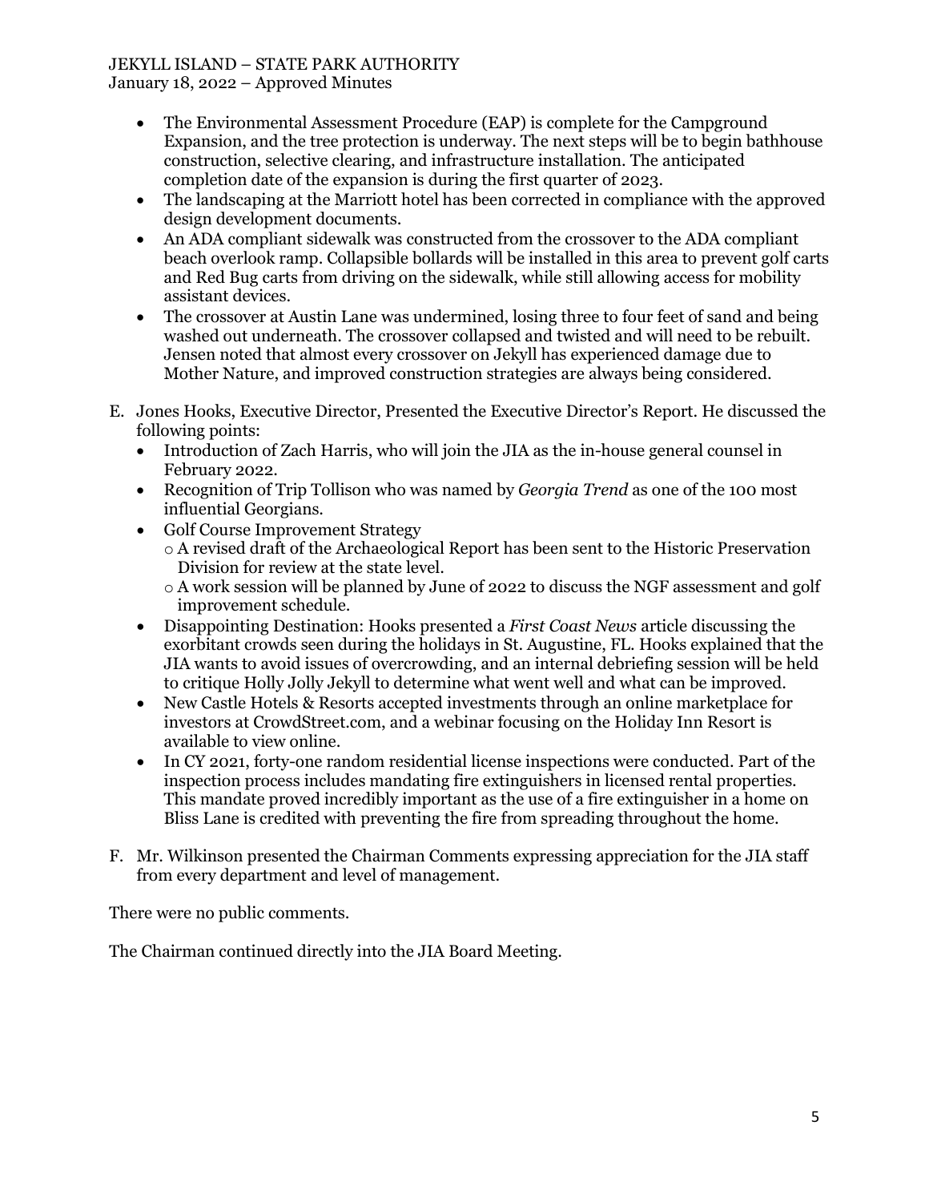- The Environmental Assessment Procedure (EAP) is complete for the Campground Expansion, and the tree protection is underway. The next steps will be to begin bathhouse construction, selective clearing, and infrastructure installation. The anticipated completion date of the expansion is during the first quarter of 2023.
- The landscaping at the Marriott hotel has been corrected in compliance with the approved design development documents.
- An ADA compliant sidewalk was constructed from the crossover to the ADA compliant beach overlook ramp. Collapsible bollards will be installed in this area to prevent golf carts and Red Bug carts from driving on the sidewalk, while still allowing access for mobility assistant devices.
- The crossover at Austin Lane was undermined, losing three to four feet of sand and being washed out underneath. The crossover collapsed and twisted and will need to be rebuilt. Jensen noted that almost every crossover on Jekyll has experienced damage due to Mother Nature, and improved construction strategies are always being considered.

E. Jones Hooks, Executive Director, Presented the Executive Director's Report. He discussed the following points:
- Introduction of Zach Harris, who will join the JIA as the in-house general counsel in February 2022.
- Recognition of Trip Tollison who was named by *Georgia Trend* as one of the 100 most influential Georgians.
- Golf Course Improvement Strategy
  - A revised draft of the Archaeological Report has been sent to the Historic Preservation Division for review at the state level.
  - A work session will be planned by June of 2022 to discuss the NGF assessment and golf improvement schedule.
- Disappointing Destination: Hooks presented a *First Coast News* article discussing the exorbitant crowds seen during the holidays in St. Augustine, FL. Hooks explained that the JIA wants to avoid issues of overcrowding, and an internal debriefing session will be held to critique Holly Jolly Jekyll to determine what went well and what can be improved.
- New Castle Hotels & Resorts accepted investments through an online marketplace for investors at CrowdStreet.com, and a webinar focusing on the Holiday Inn Resort is available to view online.
- In CY 2021, forty-one random residential license inspections were conducted. Part of the inspection process includes mandating fire extinguishers in licensed rental properties. This mandate proved incredibly important as the use of a fire extinguisher in a home on Bliss Lane is credited with preventing the fire from spreading throughout the home.

F. Mr. Wilkinson presented the Chairman Comments expressing appreciation for the JIA staff from every department and level of management.

There were no public comments.

The Chairman continued directly into the JIA Board Meeting.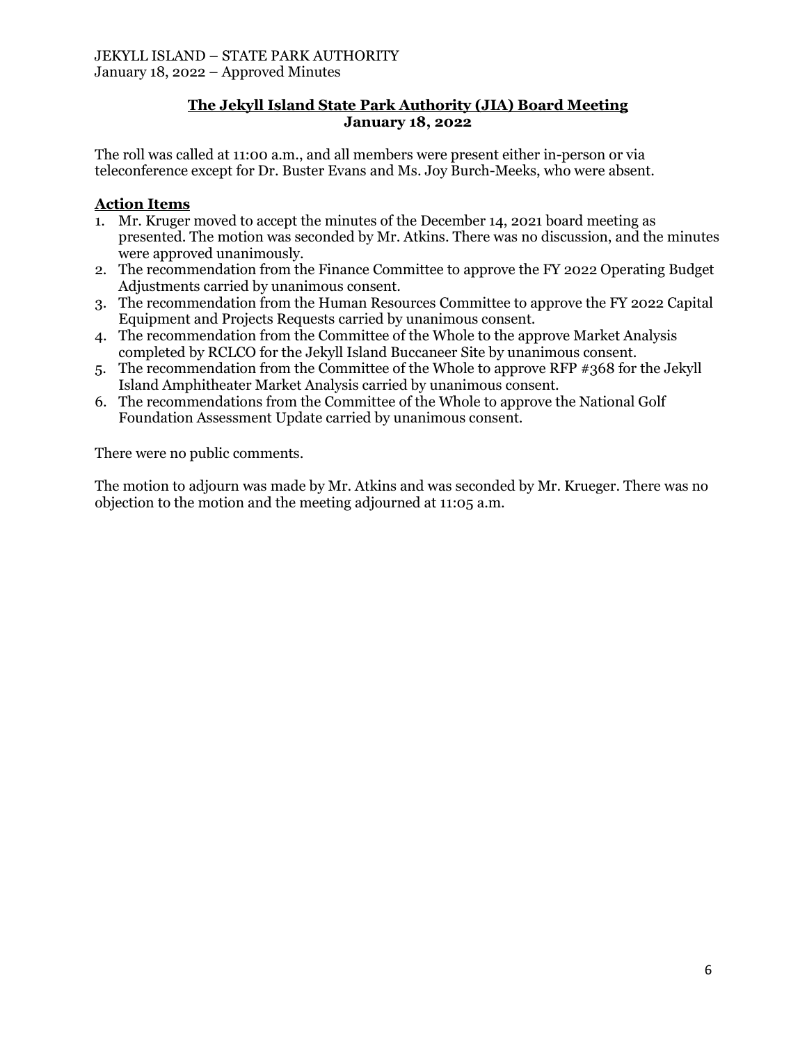JEKYLL ISLAND – STATE PARK AUTHORITY
January 18, 2022 – Approved Minutes

**The Jekyll Island State Park Authority (JIA) Board Meeting**
**January 18, 2022**

The roll was called at 11:00 a.m., and all members were present either in-person or via teleconference except for Dr. Buster Evans and Ms. Joy Burch-Meeks, who were absent.

## Action Items

1. Mr. Kruger moved to accept the minutes of the December 14, 2021 board meeting as presented. The motion was seconded by Mr. Atkins. There was no discussion, and the minutes were approved unanimously.
2. The recommendation from the Finance Committee to approve the FY 2022 Operating Budget Adjustments carried by unanimous consent.
3. The recommendation from the Human Resources Committee to approve the FY 2022 Capital Equipment and Projects Requests carried by unanimous consent.
4. The recommendation from the Committee of the Whole to the approve Market Analysis completed by RCLCO for the Jekyll Island Buccaneer Site by unanimous consent.
5. The recommendation from the Committee of the Whole to approve RFP #368 for the Jekyll Island Amphitheater Market Analysis carried by unanimous consent.
6. The recommendations from the Committee of the Whole to approve the National Golf Foundation Assessment Update carried by unanimous consent.

There were no public comments.

The motion to adjourn was made by Mr. Atkins and was seconded by Mr. Krueger. There was no objection to the motion and the meeting adjourned at 11:05 a.m.